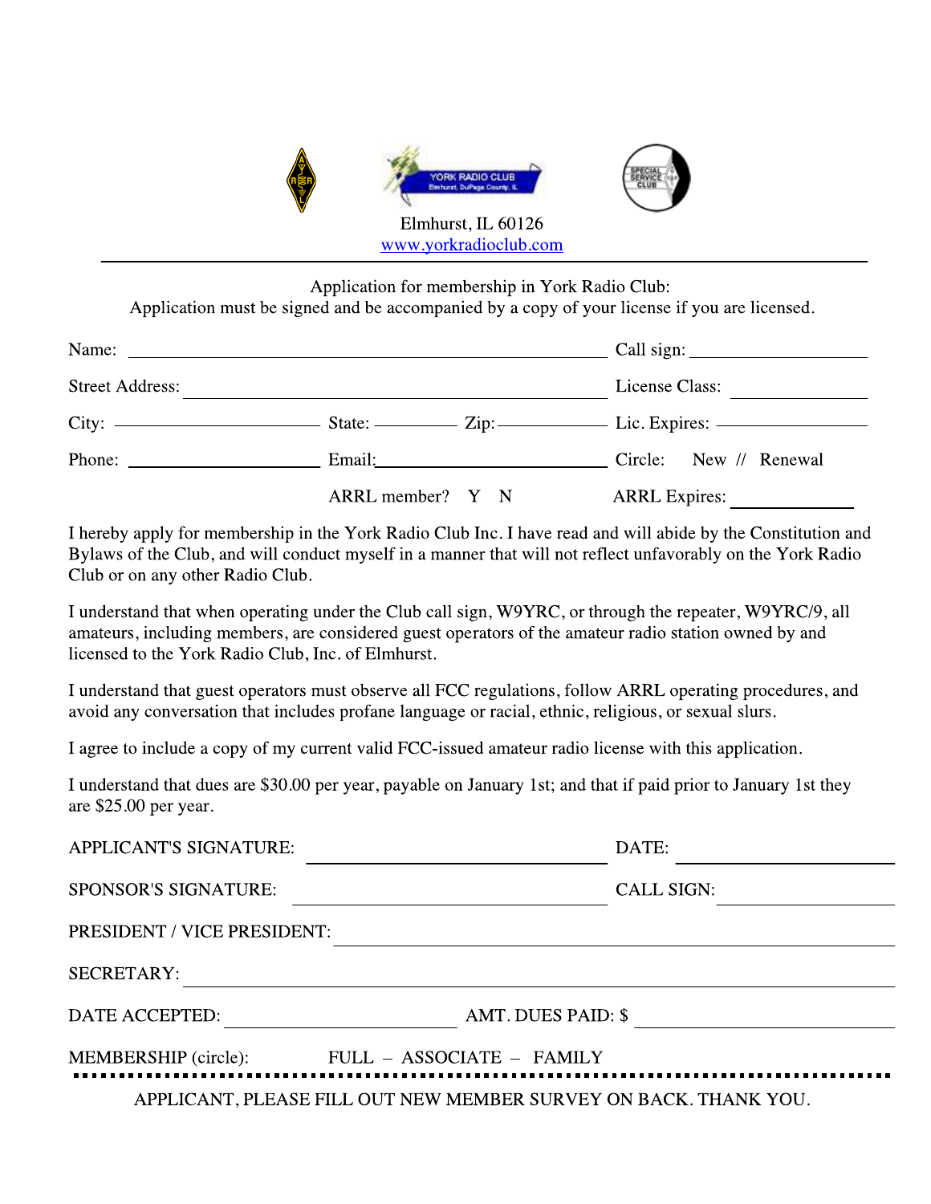Elmhurst, IL 60126
www.yorkradioclub.com

---

Application for membership in York Radio Club:
Application must be signed and be accompanied by a copy of your license if you are licensed.

Name: ______________________________ Call sign: ______________

Street Address: ______________________________ License Class: ______________

City: ______________ State: ________ Zip: ________ Lic. Expires: ______________

Phone: ______________ Email: ______________ Circle: New // Renewal

ARRL member? Y N ARRL Expires: ______________

I hereby apply for membership in the York Radio Club Inc. I have read and will abide by the Constitution and Bylaws of the Club, and will conduct myself in a manner that will not reflect unfavorably on the York Radio Club or on any other Radio Club.

I understand that when operating under the Club call sign, W9YRC, or through the repeater, W9YRC/9, all amateurs, including members, are considered guest operators of the amateur radio station owned by and licensed to the York Radio Club, Inc. of Elmhurst.

I understand that guest operators must observe all FCC regulations, follow ARRL operating procedures, and avoid any conversation that includes profane language or racial, ethnic, religious, or sexual slurs.

I agree to include a copy of my current valid FCC-issued amateur radio license with this application.

I understand that dues are $30.00 per year, payable on January 1st; and that if paid prior to January 1st they are $25.00 per year.

APPLICANT'S SIGNATURE: ______________________________ DATE: ______________

SPONSOR'S SIGNATURE: ______________________________ CALL SIGN: ______________

PRESIDENT / VICE PRESIDENT: ______________________________

SECRETARY: ______________________________

DATE ACCEPTED: ______________ AMT. DUES PAID: $ ______________

MEMBERSHIP (circle): FULL – ASSOCIATE – FAMILY

---

APPLICANT, PLEASE FILL OUT NEW MEMBER SURVEY ON BACK. THANK YOU.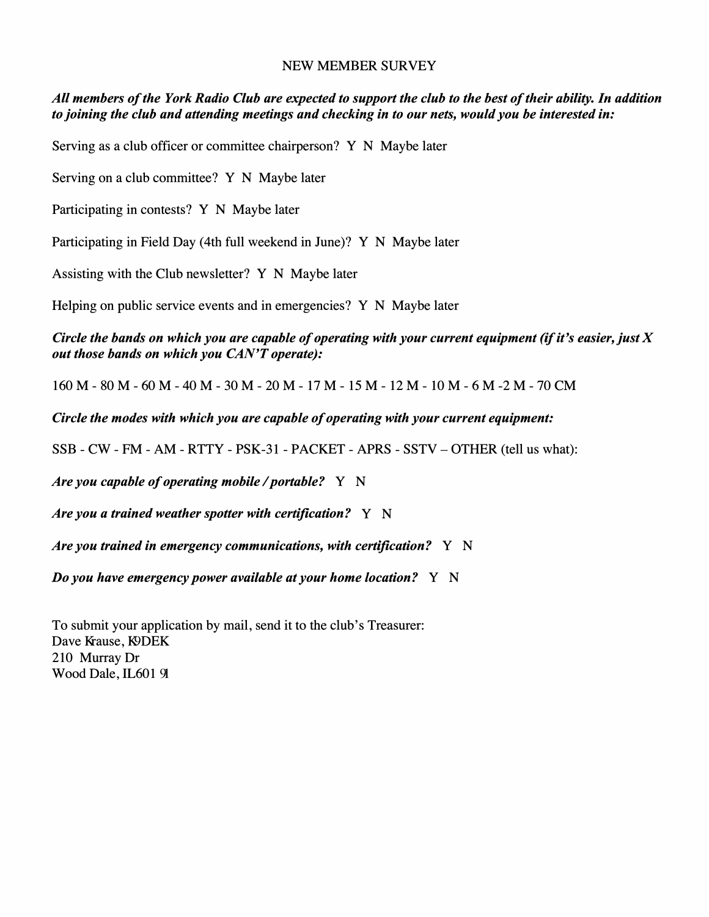NEW MEMBER SURVEY

***All members of the York Radio Club are expected to support the club to the best of their ability. In addition to joining the club and attending meetings and checking in to our nets, would you be interested in:***

Serving as a club officer or committee chairperson? Y N Maybe later

Serving on a club committee? Y N Maybe later

Participating in contests? Y N Maybe later

Participating in Field Day (4th full weekend in June)? Y N Maybe later

Assisting with the Club newsletter? Y N Maybe later

Helping on public service events and in emergencies? Y N Maybe later

***Circle the bands on which you are capable of operating with your current equipment (if it's easier, just X out those bands on which you CAN'T operate):***

160 M - 80 M - 60 M - 40 M - 30 M - 20 M - 17 M - 15 M - 12 M - 10 M - 6 M -2 M - 70 CM

***Circle the modes with which you are capable of operating with your current equipment:***

SSB - CW - FM - AM - RTTY - PSK-31 - PACKET - APRS - SSTV – OTHER (tell us what):

***Are you capable of operating mobile / portable?*** Y N

***Are you a trained weather spotter with certification?*** Y N

***Are you trained in emergency communications, with certification?*** Y N

***Do you have emergency power available at your home location?*** Y N

To submit your application by mail, send it to the club's Treasurer:
Dave Krause, K9DEK
210 Murray Dr
Wood Dale, IL 60191